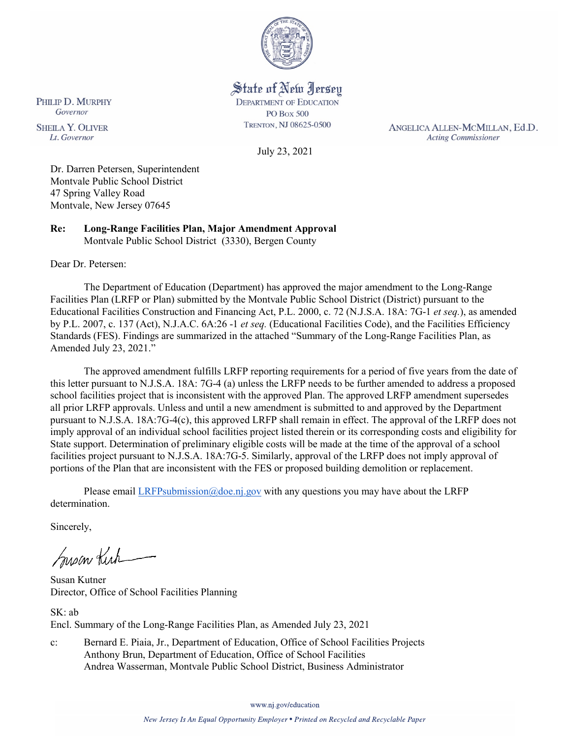State of New Jersey
DEPARTMENT OF EDUCATION
PO BOX 500
TRENTON, NJ 08625-0500

PHILIP D. MURPHY
*Governor*

SHEILA Y. OLIVER
*Lt. Governor*

ANGELICA ALLEN-MCMILLAN, Ed.D.
*Acting Commissioner*

July 23, 2021

Dr. Darren Petersen, Superintendent
Montvale Public School District
47 Spring Valley Road
Montvale, New Jersey 07645

**Re: Long-Range Facilities Plan, Major Amendment Approval**
Montvale Public School District (3330), Bergen County

Dear Dr. Petersen:

The Department of Education (Department) has approved the major amendment to the Long-Range Facilities Plan (LRFP or Plan) submitted by the Montvale Public School District (District) pursuant to the Educational Facilities Construction and Financing Act, P.L. 2000, c. 72 (N.J.S.A. 18A: 7G-1 *et seq.*), as amended by P.L. 2007, c. 137 (Act), N.J.A.C. 6A:26 -1 *et seq.* (Educational Facilities Code), and the Facilities Efficiency Standards (FES). Findings are summarized in the attached "Summary of the Long-Range Facilities Plan, as Amended July 23, 2021."

The approved amendment fulfills LRFP reporting requirements for a period of five years from the date of this letter pursuant to N.J.S.A. 18A: 7G-4 (a) unless the LRFP needs to be further amended to address a proposed school facilities project that is inconsistent with the approved Plan. The approved LRFP amendment supersedes all prior LRFP approvals. Unless and until a new amendment is submitted to and approved by the Department pursuant to N.J.S.A. 18A:7G-4(c), this approved LRFP shall remain in effect. The approval of the LRFP does not imply approval of an individual school facilities project listed therein or its corresponding costs and eligibility for State support. Determination of preliminary eligible costs will be made at the time of the approval of a school facilities project pursuant to N.J.S.A. 18A:7G-5. Similarly, approval of the LRFP does not imply approval of portions of the Plan that are inconsistent with the FES or proposed building demolition or replacement.

Please email LRFPsubmission@doe.nj.gov with any questions you may have about the LRFP determination.

Sincerely,

Susan Kutner
Director, Office of School Facilities Planning

SK: ab
Encl. Summary of the Long-Range Facilities Plan, as Amended July 23, 2021

c: Bernard E. Piaia, Jr., Department of Education, Office of School Facilities Projects
Anthony Brun, Department of Education, Office of School Facilities
Andrea Wasserman, Montvale Public School District, Business Administrator

www.nj.gov/education

*New Jersey Is An Equal Opportunity Employer • Printed on Recycled and Recyclable Paper*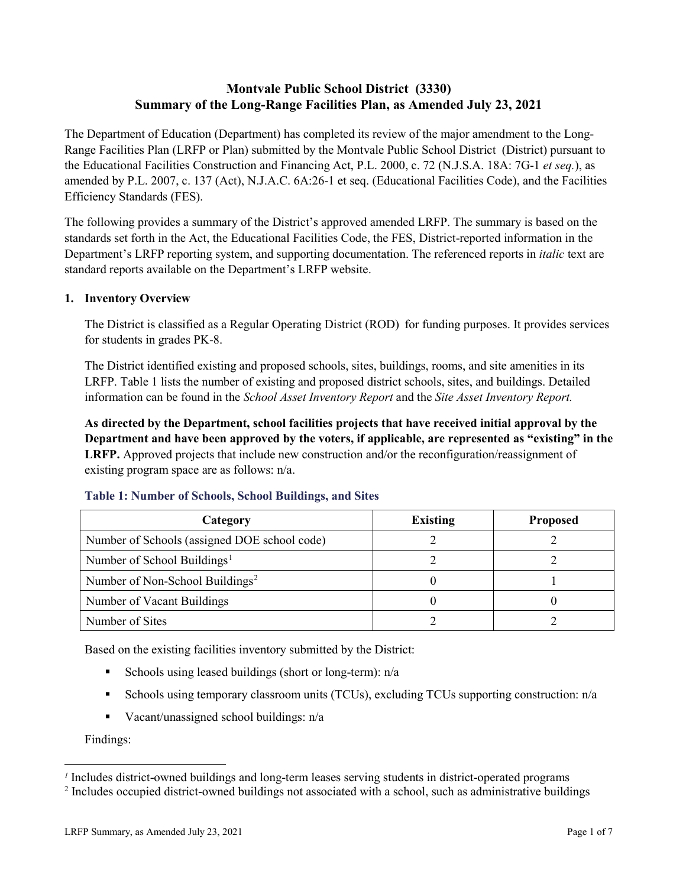**Montvale Public School District (3330)**
**Summary of the Long-Range Facilities Plan, as Amended July 23, 2021**

The Department of Education (Department) has completed its review of the major amendment to the Long-Range Facilities Plan (LRFP or Plan) submitted by the Montvale Public School District (District) pursuant to the Educational Facilities Construction and Financing Act, P.L. 2000, c. 72 (N.J.S.A. 18A: 7G-1 *et seq.*), as amended by P.L. 2007, c. 137 (Act), N.J.A.C. 6A:26-1 et seq. (Educational Facilities Code), and the Facilities Efficiency Standards (FES).

The following provides a summary of the District's approved amended LRFP. The summary is based on the standards set forth in the Act, the Educational Facilities Code, the FES, District-reported information in the Department's LRFP reporting system, and supporting documentation. The referenced reports in *italic* text are standard reports available on the Department's LRFP website.

## 1. Inventory Overview

The District is classified as a Regular Operating District (ROD) for funding purposes. It provides services for students in grades PK-8.

The District identified existing and proposed schools, sites, buildings, rooms, and site amenities in its LRFP. Table 1 lists the number of existing and proposed district schools, sites, and buildings. Detailed information can be found in the *School Asset Inventory Report* and the *Site Asset Inventory Report.*

**As directed by the Department, school facilities projects that have received initial approval by the Department and have been approved by the voters, if applicable, are represented as "existing" in the LRFP.** Approved projects that include new construction and/or the reconfiguration/reassignment of existing program space are as follows: n/a.

**Table 1: Number of Schools, School Buildings, and Sites**

| Category | Existing | Proposed |
|---|---|---|
| Number of Schools (assigned DOE school code) | 2 | 2 |
| Number of School Buildings[1] | 2 | 2 |
| Number of Non-School Buildings[2] | 0 | 1 |
| Number of Vacant Buildings | 0 | 0 |
| Number of Sites | 2 | 2 |

Based on the existing facilities inventory submitted by the District:

- Schools using leased buildings (short or long-term): n/a
- Schools using temporary classroom units (TCUs), excluding TCUs supporting construction: n/a
- Vacant/unassigned school buildings: n/a

Findings:

[1] Includes district-owned buildings and long-term leases serving students in district-operated programs
[2] Includes occupied district-owned buildings not associated with a school, such as administrative buildings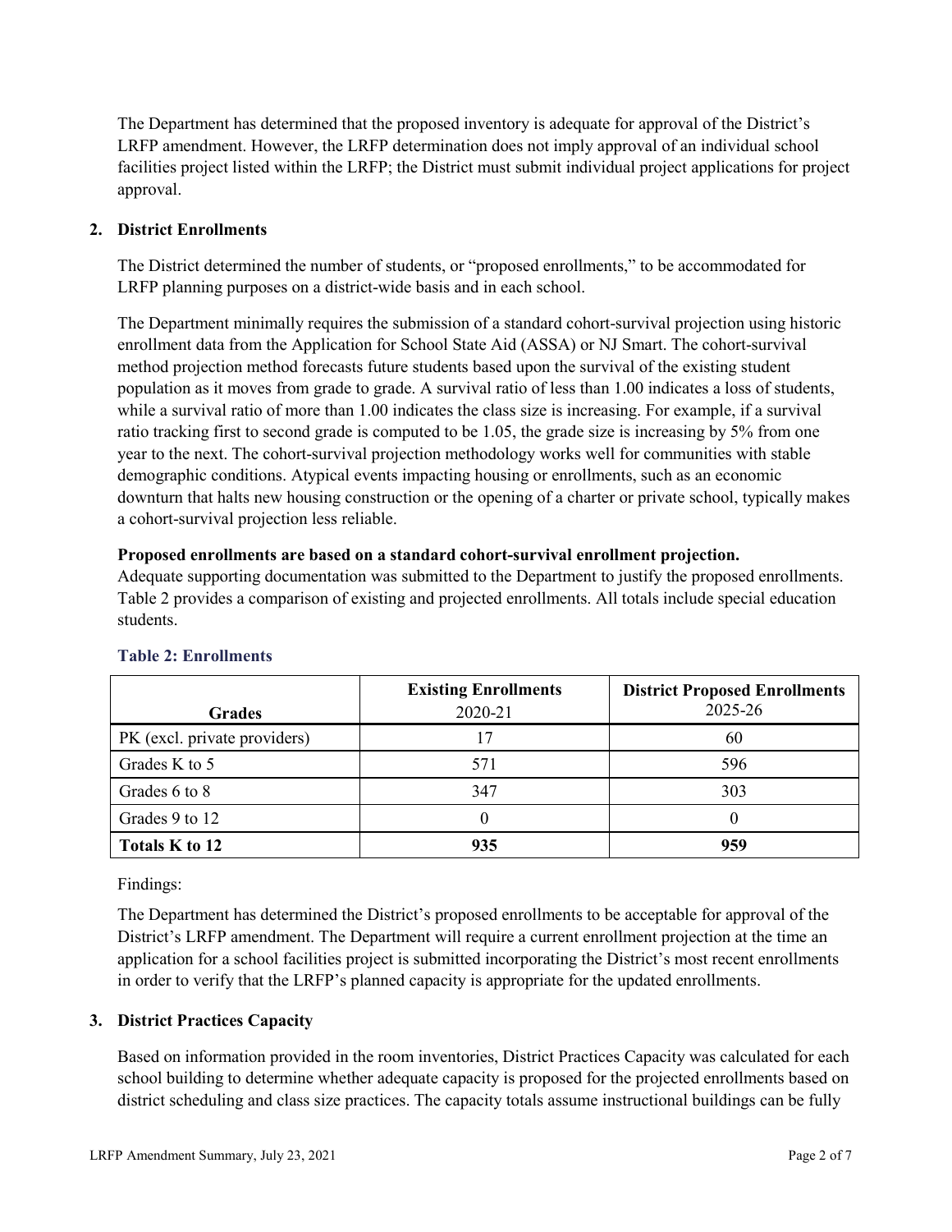The Department has determined that the proposed inventory is adequate for approval of the District's LRFP amendment. However, the LRFP determination does not imply approval of an individual school facilities project listed within the LRFP; the District must submit individual project applications for project approval.

## 2. District Enrollments

The District determined the number of students, or "proposed enrollments," to be accommodated for LRFP planning purposes on a district-wide basis and in each school.

The Department minimally requires the submission of a standard cohort-survival projection using historic enrollment data from the Application for School State Aid (ASSA) or NJ Smart. The cohort-survival method projection method forecasts future students based upon the survival of the existing student population as it moves from grade to grade. A survival ratio of less than 1.00 indicates a loss of students, while a survival ratio of more than 1.00 indicates the class size is increasing. For example, if a survival ratio tracking first to second grade is computed to be 1.05, the grade size is increasing by 5% from one year to the next. The cohort-survival projection methodology works well for communities with stable demographic conditions. Atypical events impacting housing or enrollments, such as an economic downturn that halts new housing construction or the opening of a charter or private school, typically makes a cohort-survival projection less reliable.

**Proposed enrollments are based on a standard cohort-survival enrollment projection.**
Adequate supporting documentation was submitted to the Department to justify the proposed enrollments. Table 2 provides a comparison of existing and projected enrollments. All totals include special education students.

### Table 2: Enrollments

| Grades | Existing Enrollments 2020-21 | District Proposed Enrollments 2025-26 |
|---|---|---|
| PK (excl. private providers) | 17 | 60 |
| Grades K to 5 | 571 | 596 |
| Grades 6 to 8 | 347 | 303 |
| Grades 9 to 12 | 0 | 0 |
| **Totals K to 12** | **935** | **959** |

Findings:

The Department has determined the District's proposed enrollments to be acceptable for approval of the District's LRFP amendment. The Department will require a current enrollment projection at the time an application for a school facilities project is submitted incorporating the District's most recent enrollments in order to verify that the LRFP's planned capacity is appropriate for the updated enrollments.

## 3. District Practices Capacity

Based on information provided in the room inventories, District Practices Capacity was calculated for each school building to determine whether adequate capacity is proposed for the projected enrollments based on district scheduling and class size practices. The capacity totals assume instructional buildings can be fully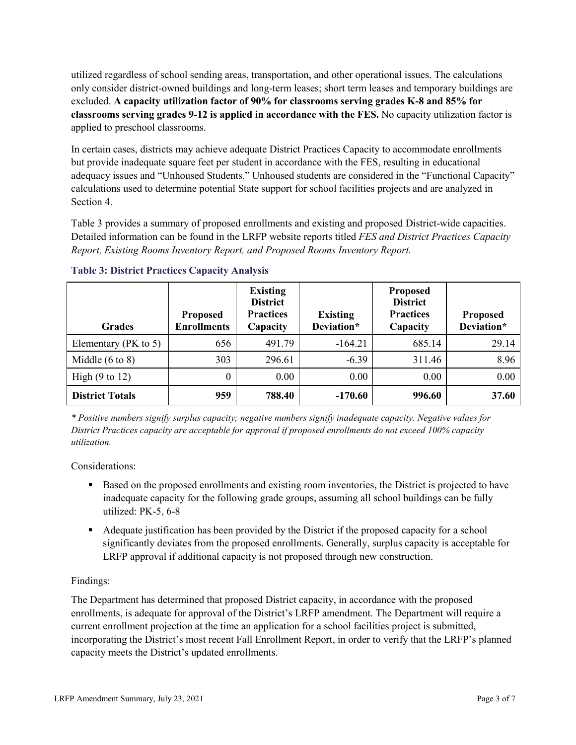utilized regardless of school sending areas, transportation, and other operational issues. The calculations only consider district-owned buildings and long-term leases; short term leases and temporary buildings are excluded. **A capacity utilization factor of 90% for classrooms serving grades K-8 and 85% for classrooms serving grades 9-12 is applied in accordance with the FES.** No capacity utilization factor is applied to preschool classrooms.

In certain cases, districts may achieve adequate District Practices Capacity to accommodate enrollments but provide inadequate square feet per student in accordance with the FES, resulting in educational adequacy issues and "Unhoused Students." Unhoused students are considered in the "Functional Capacity" calculations used to determine potential State support for school facilities projects and are analyzed in Section 4.

Table 3 provides a summary of proposed enrollments and existing and proposed District-wide capacities. Detailed information can be found in the LRFP website reports titled *FES and District Practices Capacity Report, Existing Rooms Inventory Report, and Proposed Rooms Inventory Report.*

**Table 3: District Practices Capacity Analysis**

| Grades | Proposed Enrollments | Existing District Practices Capacity | Existing Deviation* | Proposed District Practices Capacity | Proposed Deviation* |
|---|---|---|---|---|---|
| Elementary (PK to 5) | 656 | 491.79 | -164.21 | 685.14 | 29.14 |
| Middle (6 to 8) | 303 | 296.61 | -6.39 | 311.46 | 8.96 |
| High (9 to 12) | 0 | 0.00 | 0.00 | 0.00 | 0.00 |
| **District Totals** | **959** | **788.40** | **-170.60** | **996.60** | **37.60** |

*\* Positive numbers signify surplus capacity; negative numbers signify inadequate capacity. Negative values for District Practices capacity are acceptable for approval if proposed enrollments do not exceed 100% capacity utilization.*

Considerations:

- Based on the proposed enrollments and existing room inventories, the District is projected to have inadequate capacity for the following grade groups, assuming all school buildings can be fully utilized: PK-5, 6-8
- Adequate justification has been provided by the District if the proposed capacity for a school significantly deviates from the proposed enrollments. Generally, surplus capacity is acceptable for LRFP approval if additional capacity is not proposed through new construction.

Findings:

The Department has determined that proposed District capacity, in accordance with the proposed enrollments, is adequate for approval of the District's LRFP amendment. The Department will require a current enrollment projection at the time an application for a school facilities project is submitted, incorporating the District's most recent Fall Enrollment Report, in order to verify that the LRFP's planned capacity meets the District's updated enrollments.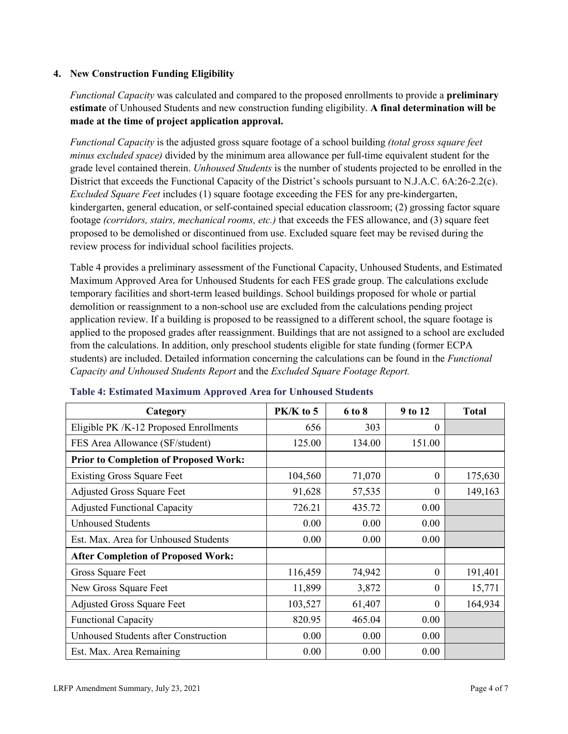### 4. New Construction Funding Eligibility

*Functional Capacity* was calculated and compared to the proposed enrollments to provide a **preliminary estimate** of Unhoused Students and new construction funding eligibility. **A final determination will be made at the time of project application approval.**

*Functional Capacity* is the adjusted gross square footage of a school building *(total gross square feet minus excluded space)* divided by the minimum area allowance per full-time equivalent student for the grade level contained therein. *Unhoused Students* is the number of students projected to be enrolled in the District that exceeds the Functional Capacity of the District's schools pursuant to N.J.A.C. 6A:26-2.2(c). *Excluded Square Feet* includes (1) square footage exceeding the FES for any pre-kindergarten, kindergarten, general education, or self-contained special education classroom; (2) grossing factor square footage *(corridors, stairs, mechanical rooms, etc.)* that exceeds the FES allowance, and (3) square feet proposed to be demolished or discontinued from use. Excluded square feet may be revised during the review process for individual school facilities projects.

Table 4 provides a preliminary assessment of the Functional Capacity, Unhoused Students, and Estimated Maximum Approved Area for Unhoused Students for each FES grade group. The calculations exclude temporary facilities and short-term leased buildings. School buildings proposed for whole or partial demolition or reassignment to a non-school use are excluded from the calculations pending project application review. If a building is proposed to be reassigned to a different school, the square footage is applied to the proposed grades after reassignment. Buildings that are not assigned to a school are excluded from the calculations. In addition, only preschool students eligible for state funding (former ECPA students) are included. Detailed information concerning the calculations can be found in the *Functional Capacity and Unhoused Students Report* and the *Excluded Square Footage Report.*

**Table 4: Estimated Maximum Approved Area for Unhoused Students**

| Category | PK/K to 5 | 6 to 8 | 9 to 12 | Total |
|---|---|---|---|---|
| Eligible PK /K-12 Proposed Enrollments | 656 | 303 | 0 | |
| FES Area Allowance (SF/student) | 125.00 | 134.00 | 151.00 | |
| **Prior to Completion of Proposed Work:** | | | | |
| Existing Gross Square Feet | 104,560 | 71,070 | 0 | 175,630 |
| Adjusted Gross Square Feet | 91,628 | 57,535 | 0 | 149,163 |
| Adjusted Functional Capacity | 726.21 | 435.72 | 0.00 | |
| Unhoused Students | 0.00 | 0.00 | 0.00 | |
| Est. Max. Area for Unhoused Students | 0.00 | 0.00 | 0.00 | |
| **After Completion of Proposed Work:** | | | | |
| Gross Square Feet | 116,459 | 74,942 | 0 | 191,401 |
| New Gross Square Feet | 11,899 | 3,872 | 0 | 15,771 |
| Adjusted Gross Square Feet | 103,527 | 61,407 | 0 | 164,934 |
| Functional Capacity | 820.95 | 465.04 | 0.00 | |
| Unhoused Students after Construction | 0.00 | 0.00 | 0.00 | |
| Est. Max. Area Remaining | 0.00 | 0.00 | 0.00 | |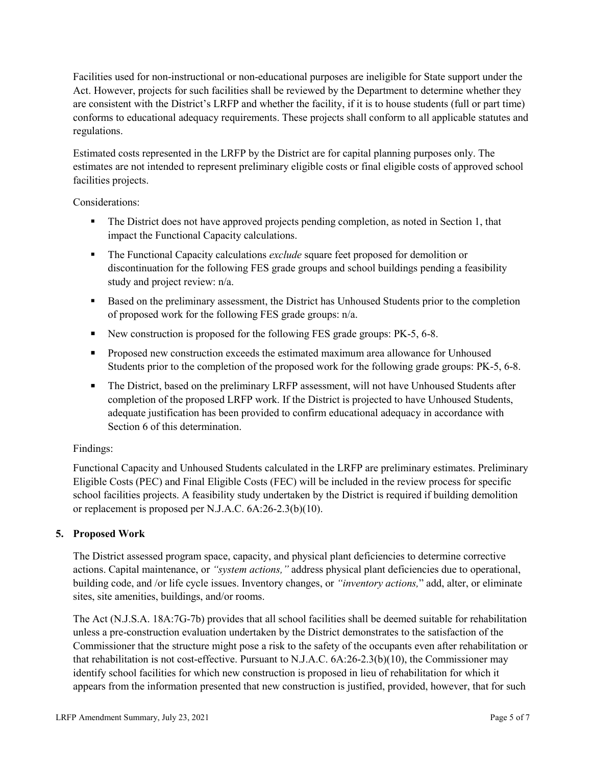Facilities used for non-instructional or non-educational purposes are ineligible for State support under the Act. However, projects for such facilities shall be reviewed by the Department to determine whether they are consistent with the District's LRFP and whether the facility, if it is to house students (full or part time) conforms to educational adequacy requirements. These projects shall conform to all applicable statutes and regulations.

Estimated costs represented in the LRFP by the District are for capital planning purposes only. The estimates are not intended to represent preliminary eligible costs or final eligible costs of approved school facilities projects.

Considerations:

- The District does not have approved projects pending completion, as noted in Section 1, that impact the Functional Capacity calculations.
- The Functional Capacity calculations *exclude* square feet proposed for demolition or discontinuation for the following FES grade groups and school buildings pending a feasibility study and project review: n/a.
- Based on the preliminary assessment, the District has Unhoused Students prior to the completion of proposed work for the following FES grade groups: n/a.
- New construction is proposed for the following FES grade groups: PK-5, 6-8.
- Proposed new construction exceeds the estimated maximum area allowance for Unhoused Students prior to the completion of the proposed work for the following grade groups: PK-5, 6-8.
- The District, based on the preliminary LRFP assessment, will not have Unhoused Students after completion of the proposed LRFP work. If the District is projected to have Unhoused Students, adequate justification has been provided to confirm educational adequacy in accordance with Section 6 of this determination.

Findings:

Functional Capacity and Unhoused Students calculated in the LRFP are preliminary estimates. Preliminary Eligible Costs (PEC) and Final Eligible Costs (FEC) will be included in the review process for specific school facilities projects. A feasibility study undertaken by the District is required if building demolition or replacement is proposed per N.J.A.C. 6A:26-2.3(b)(10).

## 5. Proposed Work

The District assessed program space, capacity, and physical plant deficiencies to determine corrective actions. Capital maintenance, or *"system actions,"* address physical plant deficiencies due to operational, building code, and /or life cycle issues. Inventory changes, or *"inventory actions,"* add, alter, or eliminate sites, site amenities, buildings, and/or rooms.

The Act (N.J.S.A. 18A:7G-7b) provides that all school facilities shall be deemed suitable for rehabilitation unless a pre-construction evaluation undertaken by the District demonstrates to the satisfaction of the Commissioner that the structure might pose a risk to the safety of the occupants even after rehabilitation or that rehabilitation is not cost-effective. Pursuant to N.J.A.C. 6A:26-2.3(b)(10), the Commissioner may identify school facilities for which new construction is proposed in lieu of rehabilitation for which it appears from the information presented that new construction is justified, provided, however, that for such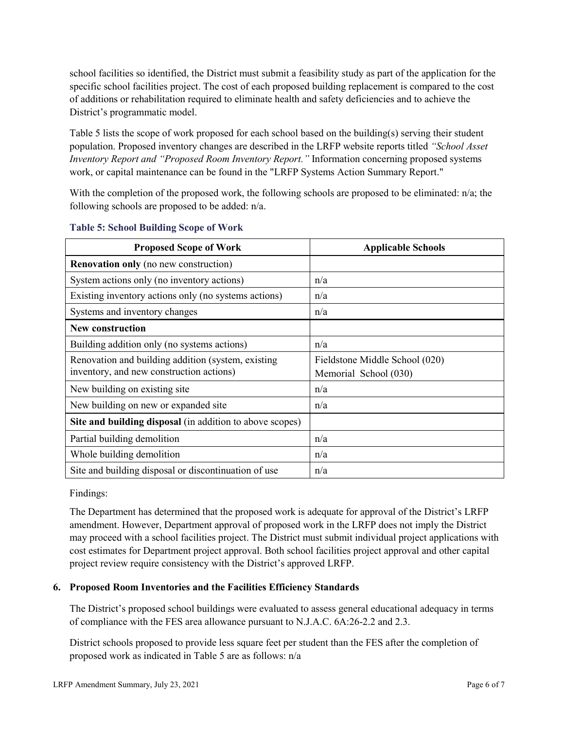school facilities so identified, the District must submit a feasibility study as part of the application for the specific school facilities project. The cost of each proposed building replacement is compared to the cost of additions or rehabilitation required to eliminate health and safety deficiencies and to achieve the District's programmatic model.

Table 5 lists the scope of work proposed for each school based on the building(s) serving their student population. Proposed inventory changes are described in the LRFP website reports titled *"School Asset Inventory Report and "Proposed Room Inventory Report."* Information concerning proposed systems work, or capital maintenance can be found in the "LRFP Systems Action Summary Report."

With the completion of the proposed work, the following schools are proposed to be eliminated: n/a; the following schools are proposed to be added: n/a.

**Table 5: School Building Scope of Work**

| Proposed Scope of Work | Applicable Schools |
|---|---|
| **Renovation only** (no new construction) | |
| System actions only (no inventory actions) | n/a |
| Existing inventory actions only (no systems actions) | n/a |
| Systems and inventory changes | n/a |
| **New construction** | |
| Building addition only (no systems actions) | n/a |
| Renovation and building addition (system, existing inventory, and new construction actions) | Fieldstone Middle School (020)<br>Memorial School (030) |
| New building on existing site | n/a |
| New building on new or expanded site | n/a |
| **Site and building disposal** (in addition to above scopes) | |
| Partial building demolition | n/a |
| Whole building demolition | n/a |
| Site and building disposal or discontinuation of use | n/a |

Findings:

The Department has determined that the proposed work is adequate for approval of the District's LRFP amendment. However, Department approval of proposed work in the LRFP does not imply the District may proceed with a school facilities project. The District must submit individual project applications with cost estimates for Department project approval. Both school facilities project approval and other capital project review require consistency with the District's approved LRFP.

### 6. Proposed Room Inventories and the Facilities Efficiency Standards

The District's proposed school buildings were evaluated to assess general educational adequacy in terms of compliance with the FES area allowance pursuant to N.J.A.C. 6A:26-2.2 and 2.3.

District schools proposed to provide less square feet per student than the FES after the completion of proposed work as indicated in Table 5 are as follows: n/a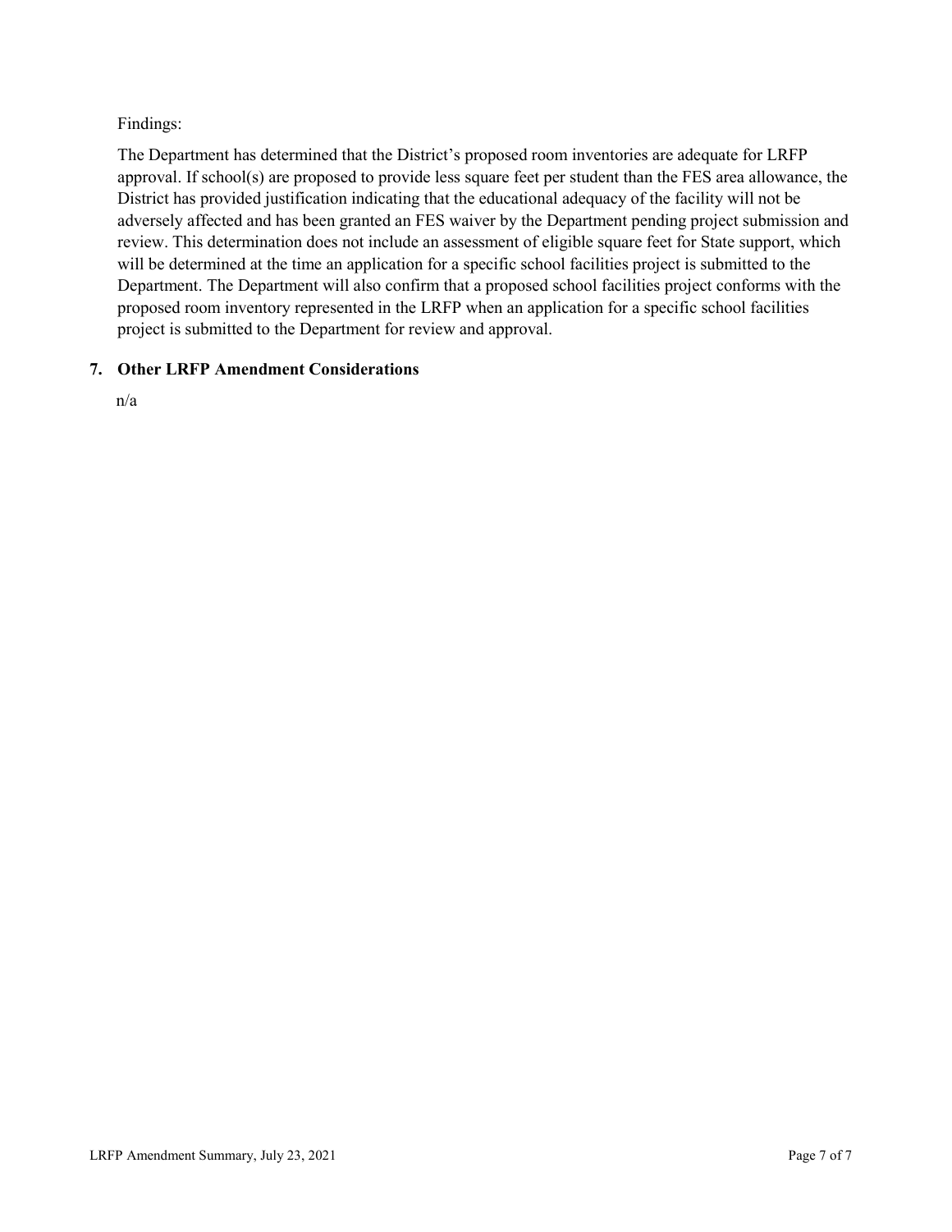Findings:

The Department has determined that the District's proposed room inventories are adequate for LRFP approval. If school(s) are proposed to provide less square feet per student than the FES area allowance, the District has provided justification indicating that the educational adequacy of the facility will not be adversely affected and has been granted an FES waiver by the Department pending project submission and review. This determination does not include an assessment of eligible square feet for State support, which will be determined at the time an application for a specific school facilities project is submitted to the Department. The Department will also confirm that a proposed school facilities project conforms with the proposed room inventory represented in the LRFP when an application for a specific school facilities project is submitted to the Department for review and approval.

## 7. Other LRFP Amendment Considerations

n/a